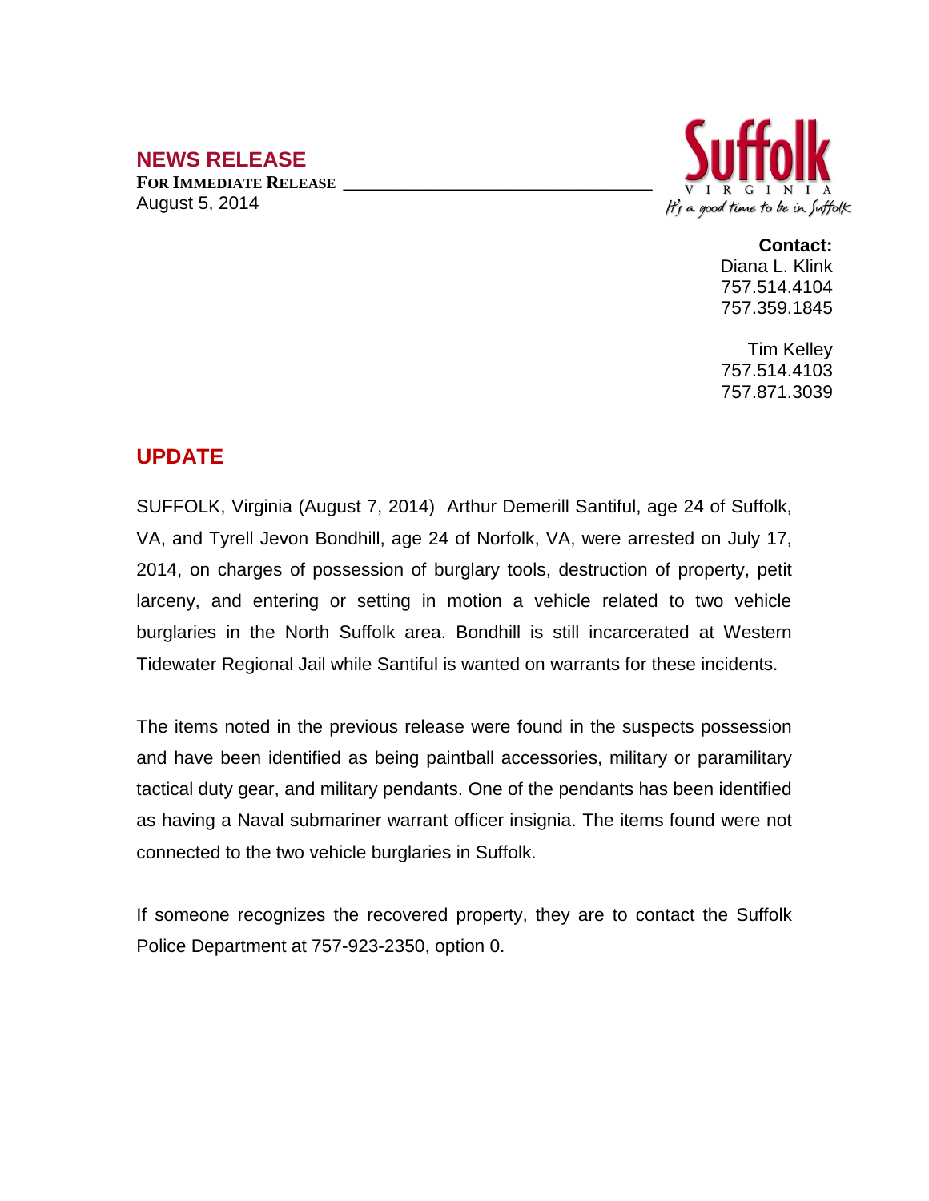# NEWS RELEASE

**FOR IMMEDIATE RELEASE**

August 5, 2014

Suffolk VIRGINIA
*It's a good time to be in Suffolk*

**Contact:**
Diana L. Klink
757.514.4104
757.359.1845

Tim Kelley
757.514.4103
757.871.3039

## UPDATE

SUFFOLK, Virginia (August 7, 2014) Arthur Demerill Santiful, age 24 of Suffolk, VA, and Tyrell Jevon Bondhill, age 24 of Norfolk, VA, were arrested on July 17, 2014, on charges of possession of burglary tools, destruction of property, petit larceny, and entering or setting in motion a vehicle related to two vehicle burglaries in the North Suffolk area. Bondhill is still incarcerated at Western Tidewater Regional Jail while Santiful is wanted on warrants for these incidents.

The items noted in the previous release were found in the suspects possession and have been identified as being paintball accessories, military or paramilitary tactical duty gear, and military pendants. One of the pendants has been identified as having a Naval submariner warrant officer insignia. The items found were not connected to the two vehicle burglaries in Suffolk.

If someone recognizes the recovered property, they are to contact the Suffolk Police Department at 757-923-2350, option 0.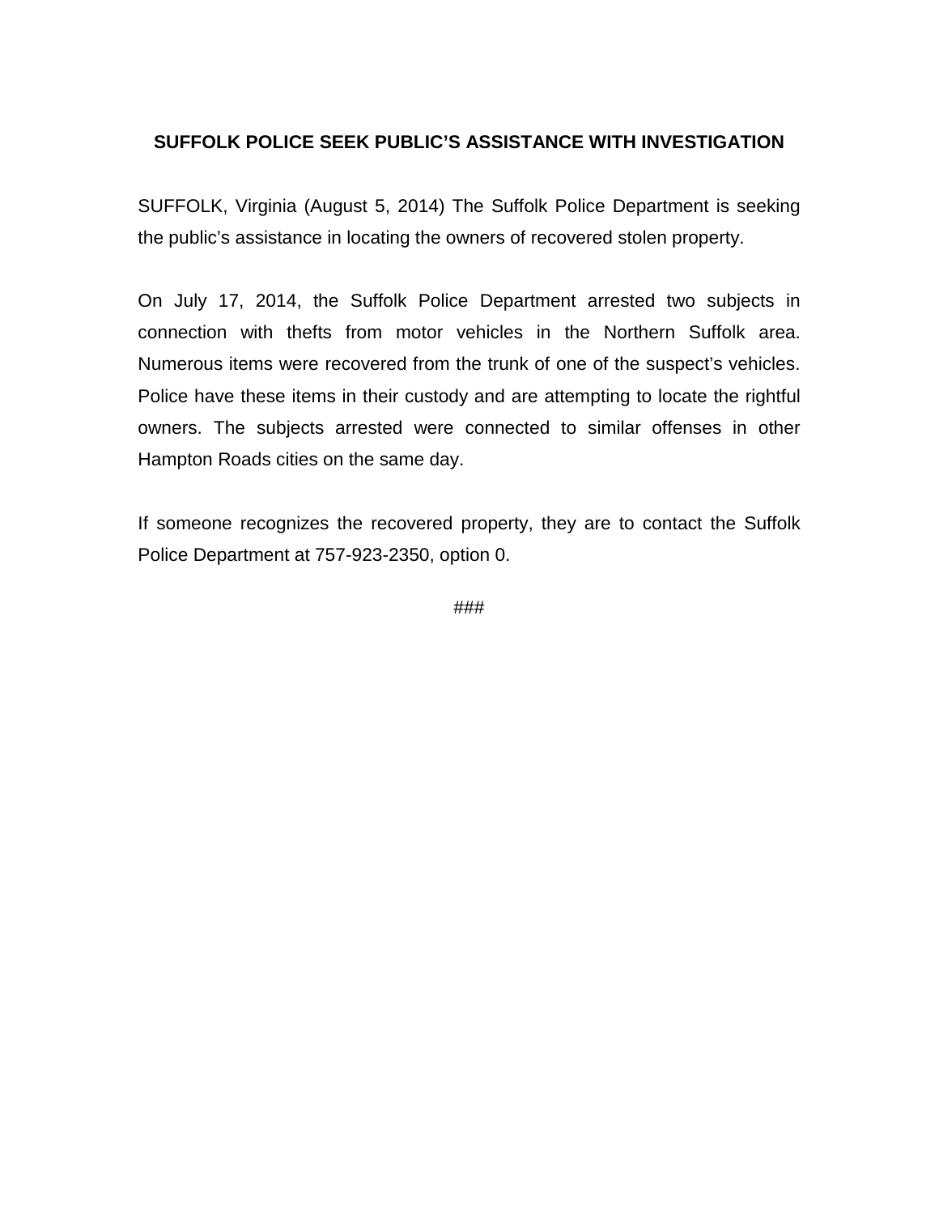**SUFFOLK POLICE SEEK PUBLIC'S ASSISTANCE WITH INVESTIGATION**

SUFFOLK, Virginia (August 5, 2014) The Suffolk Police Department is seeking the public's assistance in locating the owners of recovered stolen property.

On July 17, 2014, the Suffolk Police Department arrested two subjects in connection with thefts from motor vehicles in the Northern Suffolk area. Numerous items were recovered from the trunk of one of the suspect's vehicles. Police have these items in their custody and are attempting to locate the rightful owners. The subjects arrested were connected to similar offenses in other Hampton Roads cities on the same day.

If someone recognizes the recovered property, they are to contact the Suffolk Police Department at 757-923-2350, option 0.

###